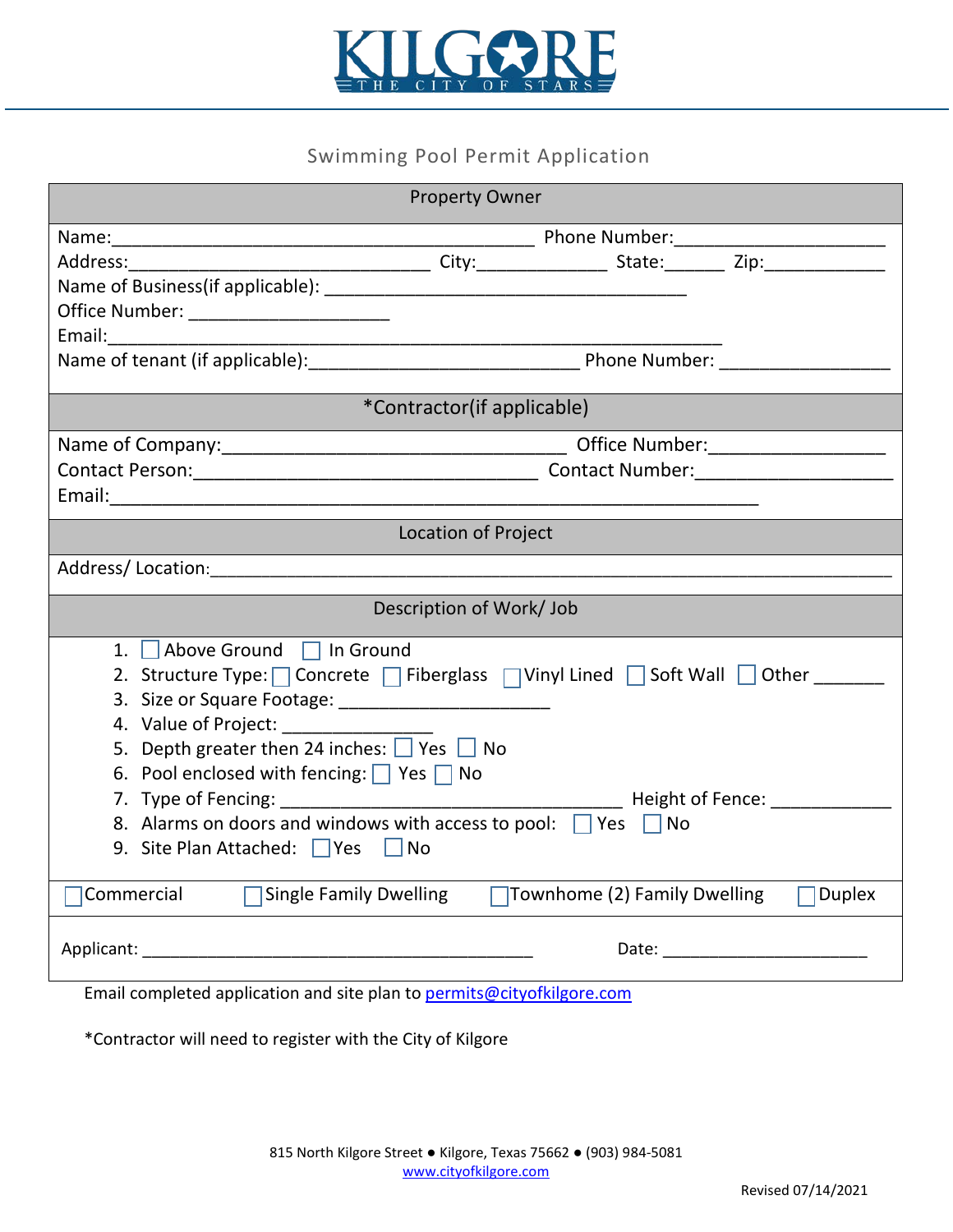# KILGORE
THE CITY OF STARS

## Swimming Pool Permit Application

### Property Owner

Name:_________________________________________ Phone Number:_____________________

Address:______________________________ City:____________ State:______ Zip:___________

Name of Business(if applicable): ____________________________________

Office Number: ____________________

Email:_______________________________________________________________

Name of tenant (if applicable):___________________________ Phone Number: ________________

### *Contractor(if applicable)

Name of Company:__________________________________ Office Number:_________________

Contact Person:__________________________________ Contact Number:___________________

Email:_________________________________________________________________

### Location of Project

Address/ Location:___________________________________________________________________

### Description of Work/ Job

1. ☐ Above Ground ☐ In Ground
2. Structure Type: ☐ Concrete ☐ Fiberglass ☐ Vinyl Lined ☐ Soft Wall ☐ Other _______
3. Size or Square Footage: _____________________
4. Value of Project: _______________
5. Depth greater then 24 inches: ☐ Yes ☐ No
6. Pool enclosed with fencing: ☐ Yes ☐ No
7. Type of Fencing: __________________________________ Height of Fence: ____________
8. Alarms on doors and windows with access to pool: ☐ Yes ☐ No
9. Site Plan Attached: ☐ Yes ☐ No

☐ Commercial ☐ Single Family Dwelling ☐ Townhome (2) Family Dwelling ☐ Duplex

Applicant: __________________________________________ Date: ______________________

Email completed application and site plan to permits@cityofkilgore.com

*Contractor will need to register with the City of Kilgore

815 North Kilgore Street ● Kilgore, Texas 75662 ● (903) 984-5081
www.cityofkilgore.com

Revised 07/14/2021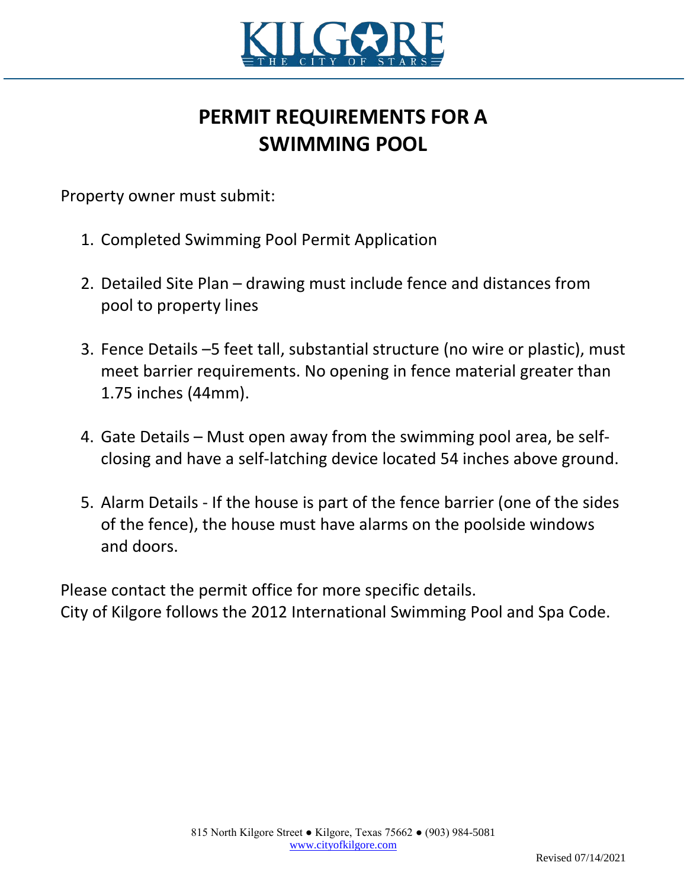KILGORE
THE CITY OF STARS

# PERMIT REQUIREMENTS FOR A SWIMMING POOL

Property owner must submit:

1. Completed Swimming Pool Permit Application

2. Detailed Site Plan – drawing must include fence and distances from pool to property lines

3. Fence Details –5 feet tall, substantial structure (no wire or plastic), must meet barrier requirements. No opening in fence material greater than 1.75 inches (44mm).

4. Gate Details – Must open away from the swimming pool area, be self-closing and have a self-latching device located 54 inches above ground.

5. Alarm Details - If the house is part of the fence barrier (one of the sides of the fence), the house must have alarms on the poolside windows and doors.

Please contact the permit office for more specific details.
City of Kilgore follows the 2012 International Swimming Pool and Spa Code.

815 North Kilgore Street ● Kilgore, Texas 75662 ● (903) 984-5081
www.cityofkilgore.com

Revised 07/14/2021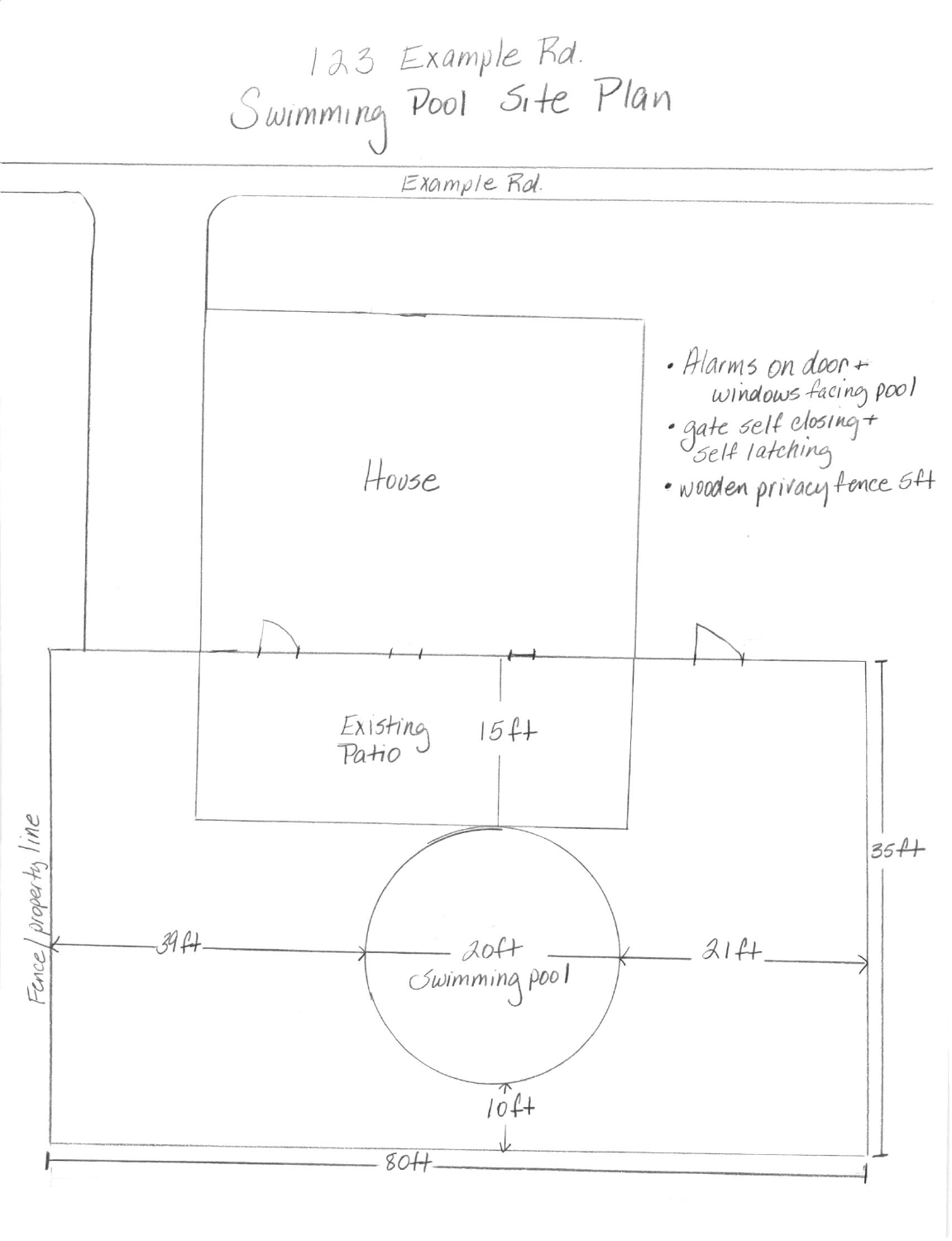# 123 Example Rd.
# Swimming Pool Site Plan

Example Rd.

House

- Alarms on door + windows facing pool
- gate self closing + self latching
- wooden privacy fence 5ft

Existing Patio

15ft

35ft

Fence/property line

39ft

20ft Swimming pool

21ft

10ft

80ft